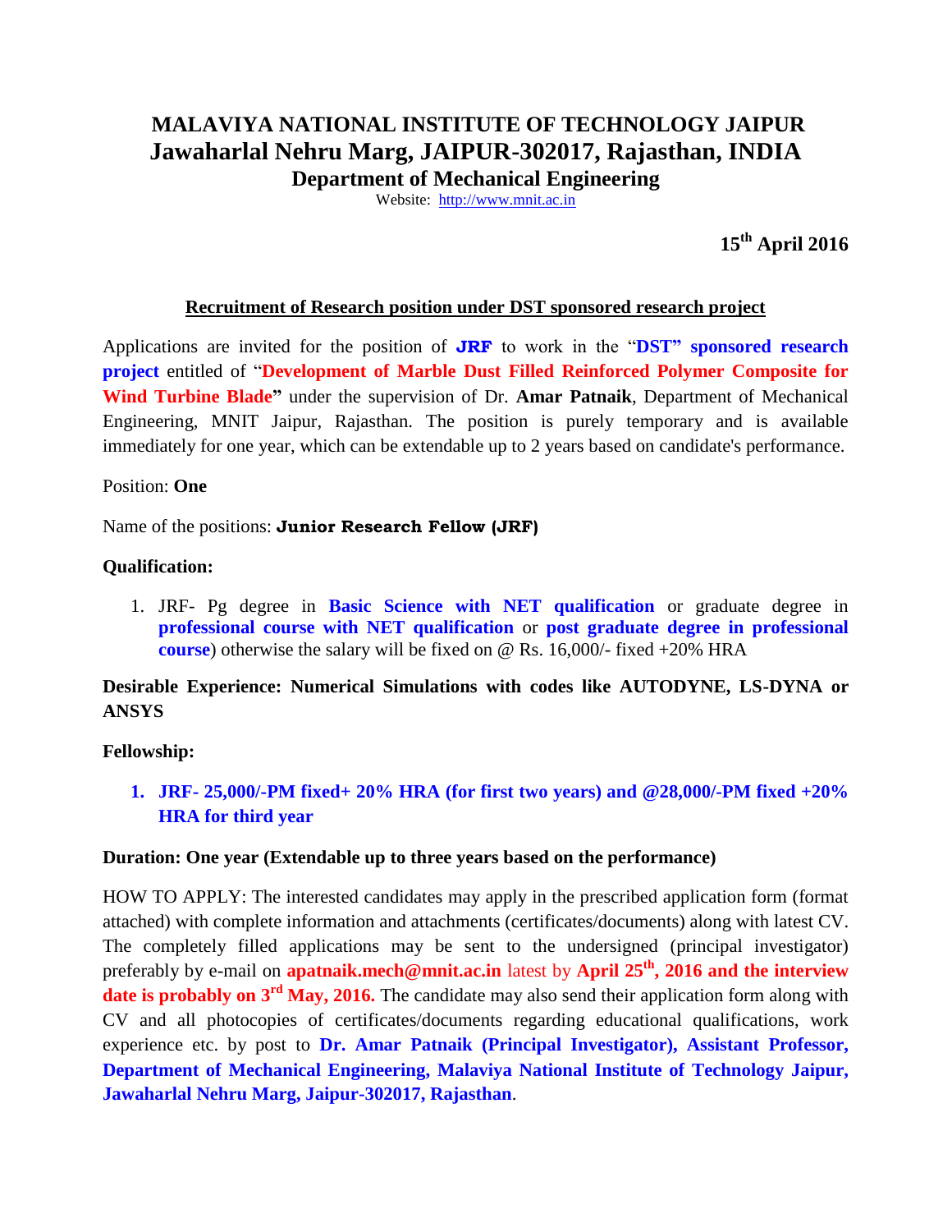# MALAVIYA NATIONAL INSTITUTE OF TECHNOLOGY JAIPUR
## Jawaharlal Nehru Marg, JAIPUR-302017, Rajasthan, INDIA
### Department of Mechanical Engineering

Website: http://www.mnit.ac.in

**15th April 2016**

**Recruitment of Research position under DST sponsored research project**

Applications are invited for the position of **JRF** to work in the "**DST" sponsored research project** entitled of "**Development of Marble Dust Filled Reinforced Polymer Composite for Wind Turbine Blade"** under the supervision of Dr. **Amar Patnaik**, Department of Mechanical Engineering, MNIT Jaipur, Rajasthan. The position is purely temporary and is available immediately for one year, which can be extendable up to 2 years based on candidate's performance.

Position: **One**

Name of the positions: **Junior Research Fellow (JRF)**

**Qualification:**

1. JRF- Pg degree in **Basic Science with NET qualification** or graduate degree in **professional course with NET qualification** or **post graduate degree in professional course**) otherwise the salary will be fixed on @ Rs. 16,000/- fixed +20% HRA

**Desirable Experience: Numerical Simulations with codes like AUTODYNE, LS-DYNA or ANSYS**

**Fellowship:**

1. **JRF- 25,000/-PM fixed+ 20% HRA (for first two years) and @28,000/-PM fixed +20% HRA for third year**

**Duration: One year (Extendable up to three years based on the performance)**

HOW TO APPLY: The interested candidates may apply in the prescribed application form (format attached) with complete information and attachments (certificates/documents) along with latest CV. The completely filled applications may be sent to the undersigned (principal investigator) preferably by e-mail on **apatnaik.mech@mnit.ac.in** latest by **April 25th, 2016 and the interview date is probably on 3rd May, 2016.** The candidate may also send their application form along with CV and all photocopies of certificates/documents regarding educational qualifications, work experience etc. by post to **Dr. Amar Patnaik (Principal Investigator), Assistant Professor, Department of Mechanical Engineering, Malaviya National Institute of Technology Jaipur, Jawaharlal Nehru Marg, Jaipur-302017, Rajasthan**.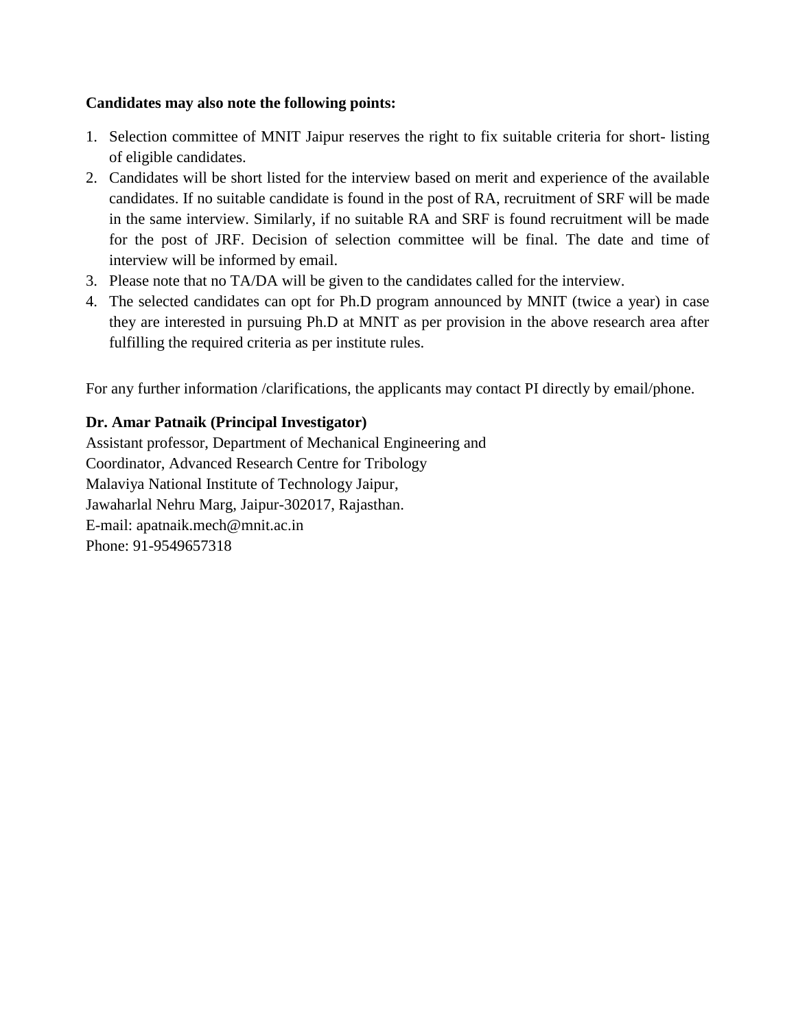**Candidates may also note the following points:**

1. Selection committee of MNIT Jaipur reserves the right to fix suitable criteria for short- listing of eligible candidates.
2. Candidates will be short listed for the interview based on merit and experience of the available candidates. If no suitable candidate is found in the post of RA, recruitment of SRF will be made in the same interview. Similarly, if no suitable RA and SRF is found recruitment will be made for the post of JRF. Decision of selection committee will be final. The date and time of interview will be informed by email.
3. Please note that no TA/DA will be given to the candidates called for the interview.
4. The selected candidates can opt for Ph.D program announced by MNIT (twice a year) in case they are interested in pursuing Ph.D at MNIT as per provision in the above research area after fulfilling the required criteria as per institute rules.

For any further information /clarifications, the applicants may contact PI directly by email/phone.

**Dr. Amar Patnaik (Principal Investigator)**
Assistant professor, Department of Mechanical Engineering and
Coordinator, Advanced Research Centre for Tribology
Malaviya National Institute of Technology Jaipur,
Jawaharlal Nehru Marg, Jaipur-302017, Rajasthan.
E-mail: apatnaik.mech@mnit.ac.in
Phone: 91-9549657318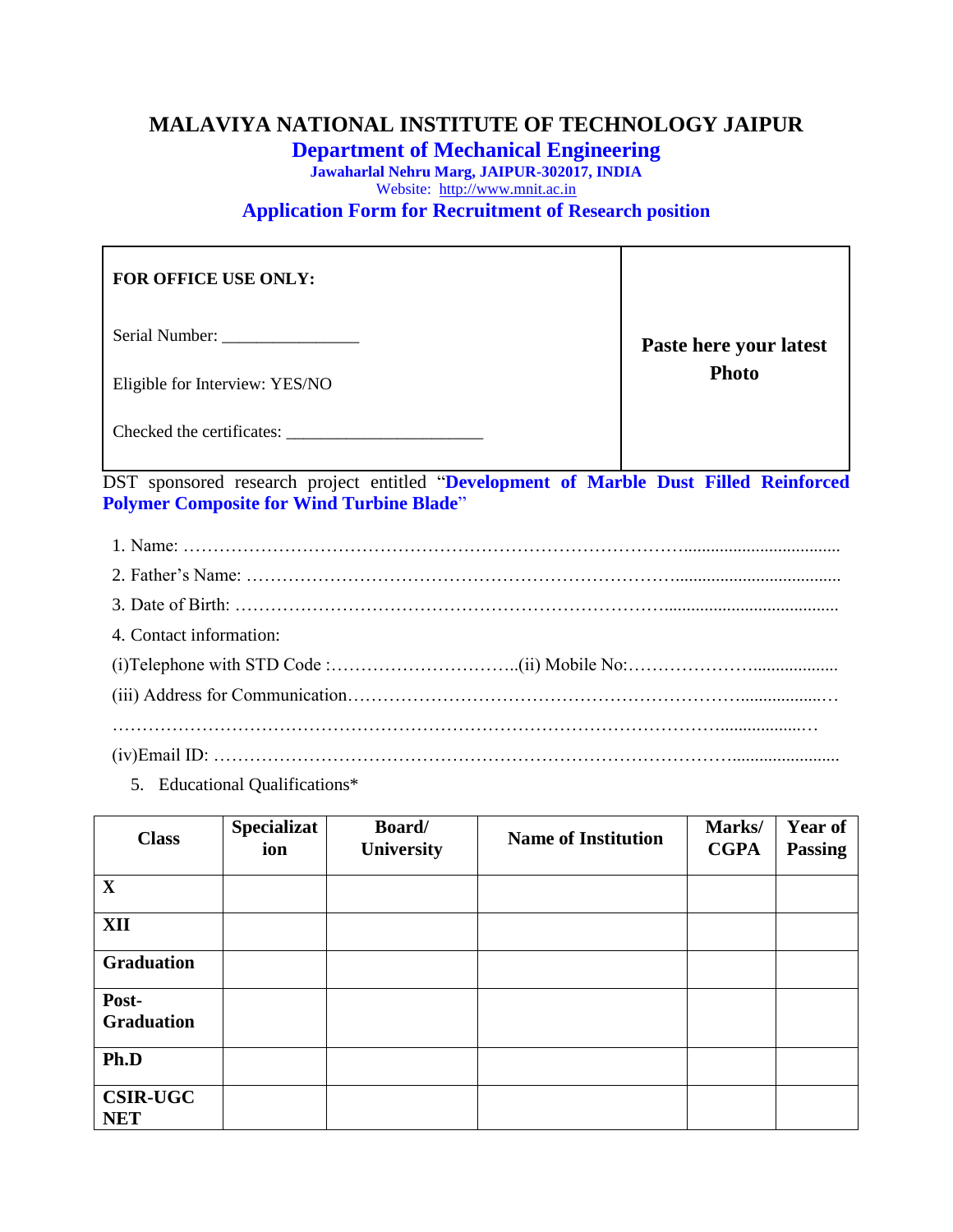# MALAVIYA NATIONAL INSTITUTE OF TECHNOLOGY JAIPUR

## Department of Mechanical Engineering

**Jawaharlal Nehru Marg, JAIPUR-302017, INDIA**

Website: http://www.mnit.ac.in

## Application Form for Recruitment of Research position

| FOR OFFICE USE ONLY:<br><br>Serial Number: ________________<br><br>Eligible for Interview: YES/NO<br><br>Checked the certificates: _______________________ | **Paste here your latest Photo** |
|---|---|

DST sponsored research project entitled "**Development of Marble Dust Filled Reinforced Polymer Composite for Wind Turbine Blade**"

1. Name: ……………………………………………………………………………………………….
2. Father's Name: ……………………………………………………………………………………….
3. Date of Birth: ……………………………………………………………………………………….
4. Contact information:

(i)Telephone with STD Code :…………………………..(ii) Mobile No:……………………………

(iii) Address for Communication…………………………………………………………………….

…………………………………………………………………………………………………………

(iv)Email ID: ……………………………………………………………………………………………

5. Educational Qualifications*

| Class | Specialization | Board/ University | Name of Institution | Marks/ CGPA | Year of Passing |
|---|---|---|---|---|---|
| **X** | | | | | |
| **XII** | | | | | |
| **Graduation** | | | | | |
| **Post-Graduation** | | | | | |
| **Ph.D** | | | | | |
| **CSIR-UGC NET** | | | | | |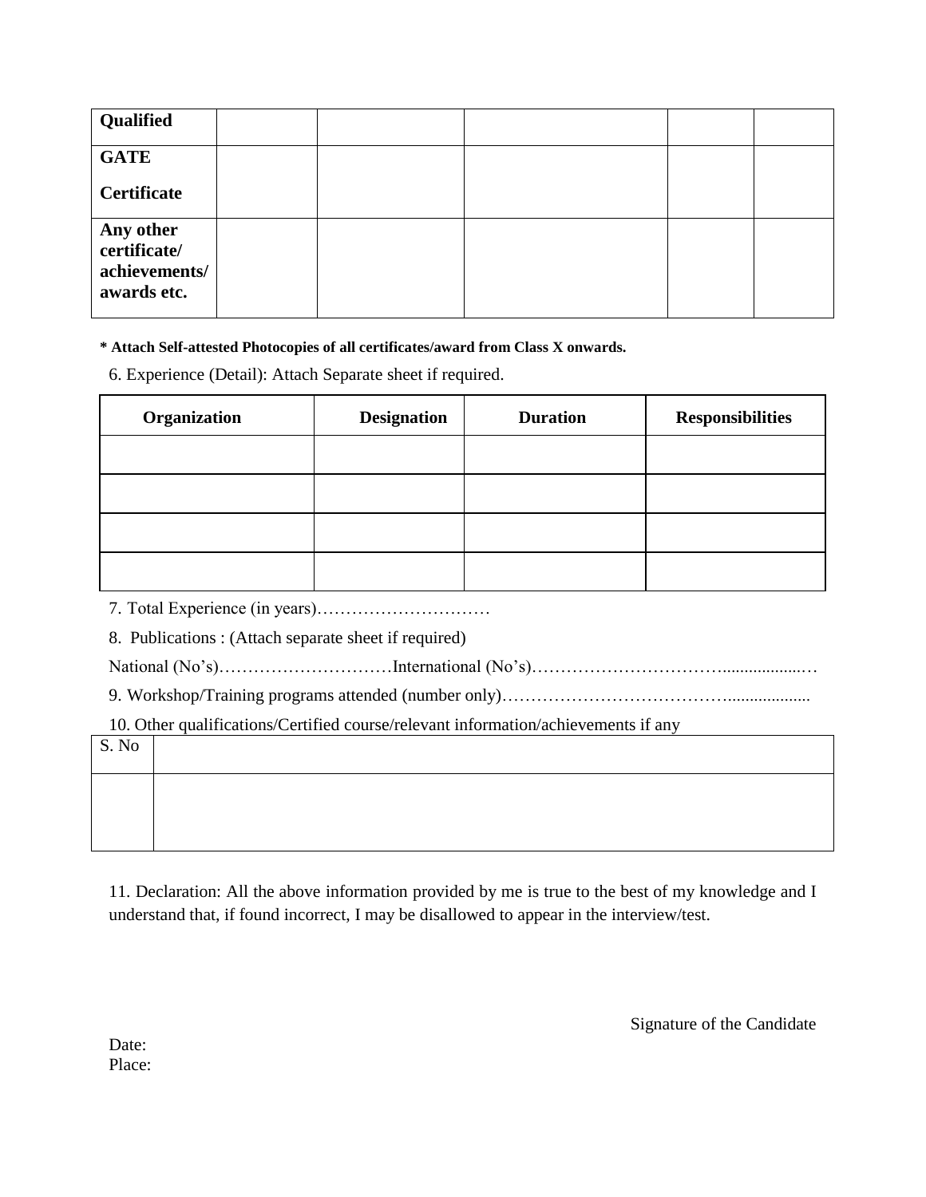| | | | | | |
|---|---|---|---|---|---|
| **Qualified** | | | | | |
| **GATE**<br><br>**Certificate** | | | | | |
| **Any other certificate/ achievements/ awards etc.** | | | | | |

**\* Attach Self-attested Photocopies of all certificates/award from Class X onwards.**

6. Experience (Detail): Attach Separate sheet if required.

| Organization | Designation | Duration | Responsibilities |
|---|---|---|---|
| | | | |
| | | | |
| | | | |
| | | | |

7. Total Experience (in years)…………………………

8. Publications : (Attach separate sheet if required)

National (No's)…………………………International (No's)…………………………….................…

9. Workshop/Training programs attended (number only)………………………………….................

10. Other qualifications/Certified course/relevant information/achievements if any

| S. No | |
|---|---|
| | |

11. Declaration: All the above information provided by me is true to the best of my knowledge and I understand that, if found incorrect, I may be disallowed to appear in the interview/test.

Signature of the Candidate

Date:
Place: